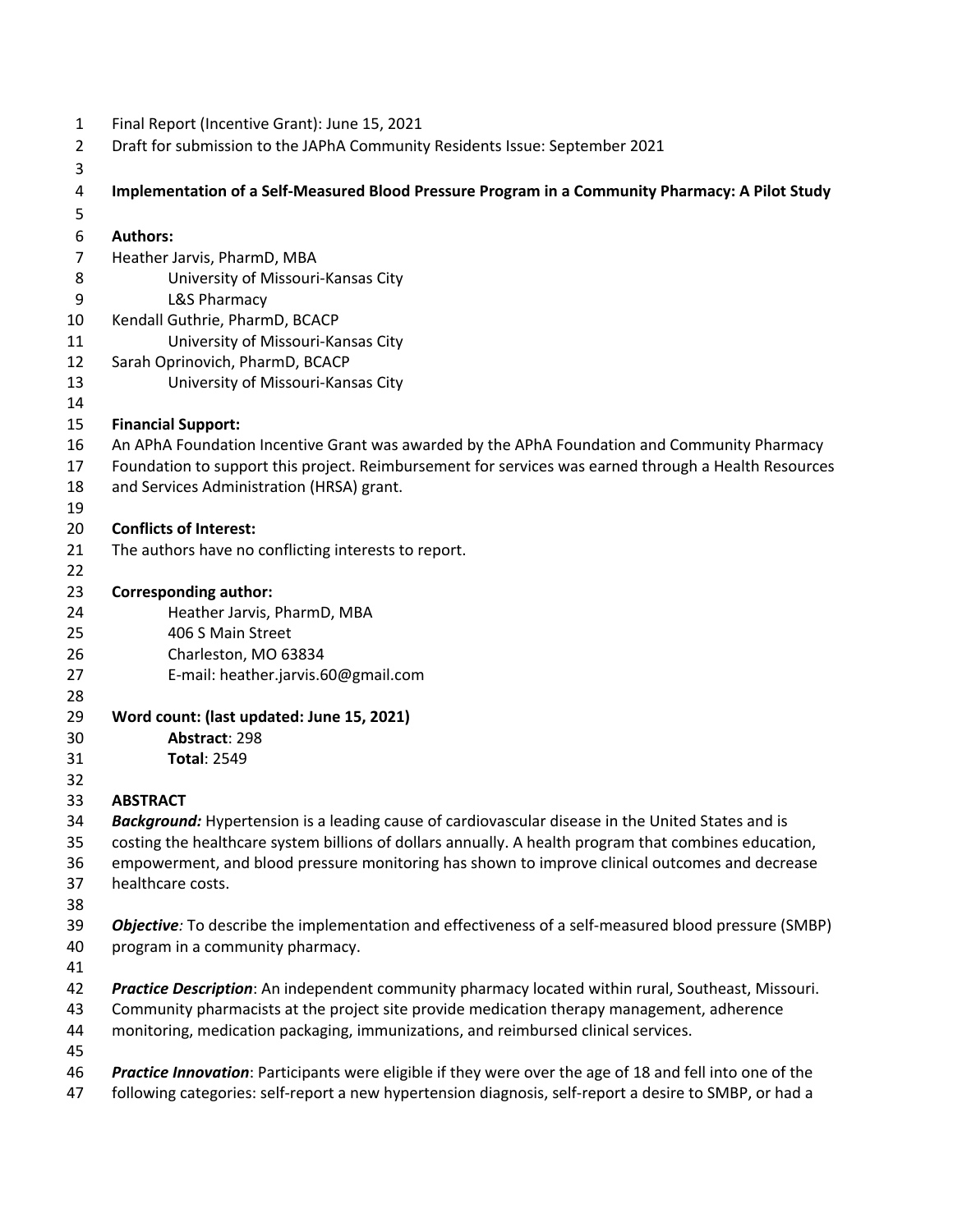Final Report (Incentive Grant): June 15, 2021

Draft for submission to the JAPhA Community Residents Issue: September 2021

# Implementation of a Self-Measured Blood Pressure Program in a Community Pharmacy: A Pilot Study

**Authors:**

Heather Jarvis, PharmD, MBA
 University of Missouri-Kansas City
 L&S Pharmacy

Kendall Guthrie, PharmD, BCACP
 University of Missouri-Kansas City

Sarah Oprinovich, PharmD, BCACP
 University of Missouri-Kansas City

**Financial Support:**

An APhA Foundation Incentive Grant was awarded by the APhA Foundation and Community Pharmacy Foundation to support this project. Reimbursement for services was earned through a Health Resources and Services Administration (HRSA) grant.

**Conflicts of Interest:**

The authors have no conflicting interests to report.

**Corresponding author:**

Heather Jarvis, PharmD, MBA
406 S Main Street
Charleston, MO 63834
E-mail: heather.jarvis.60@gmail.com

**Word count: (last updated: June 15, 2021)**

**Abstract**: 298
**Total**: 2549

## ABSTRACT

***Background:*** Hypertension is a leading cause of cardiovascular disease in the United States and is costing the healthcare system billions of dollars annually. A health program that combines education, empowerment, and blood pressure monitoring has shown to improve clinical outcomes and decrease healthcare costs.

***Objective****:* To describe the implementation and effectiveness of a self-measured blood pressure (SMBP) program in a community pharmacy.

***Practice Description***: An independent community pharmacy located within rural, Southeast, Missouri. Community pharmacists at the project site provide medication therapy management, adherence monitoring, medication packaging, immunizations, and reimbursed clinical services.

***Practice Innovation***: Participants were eligible if they were over the age of 18 and fell into one of the following categories: self-report a new hypertension diagnosis, self-report a desire to SMBP, or had a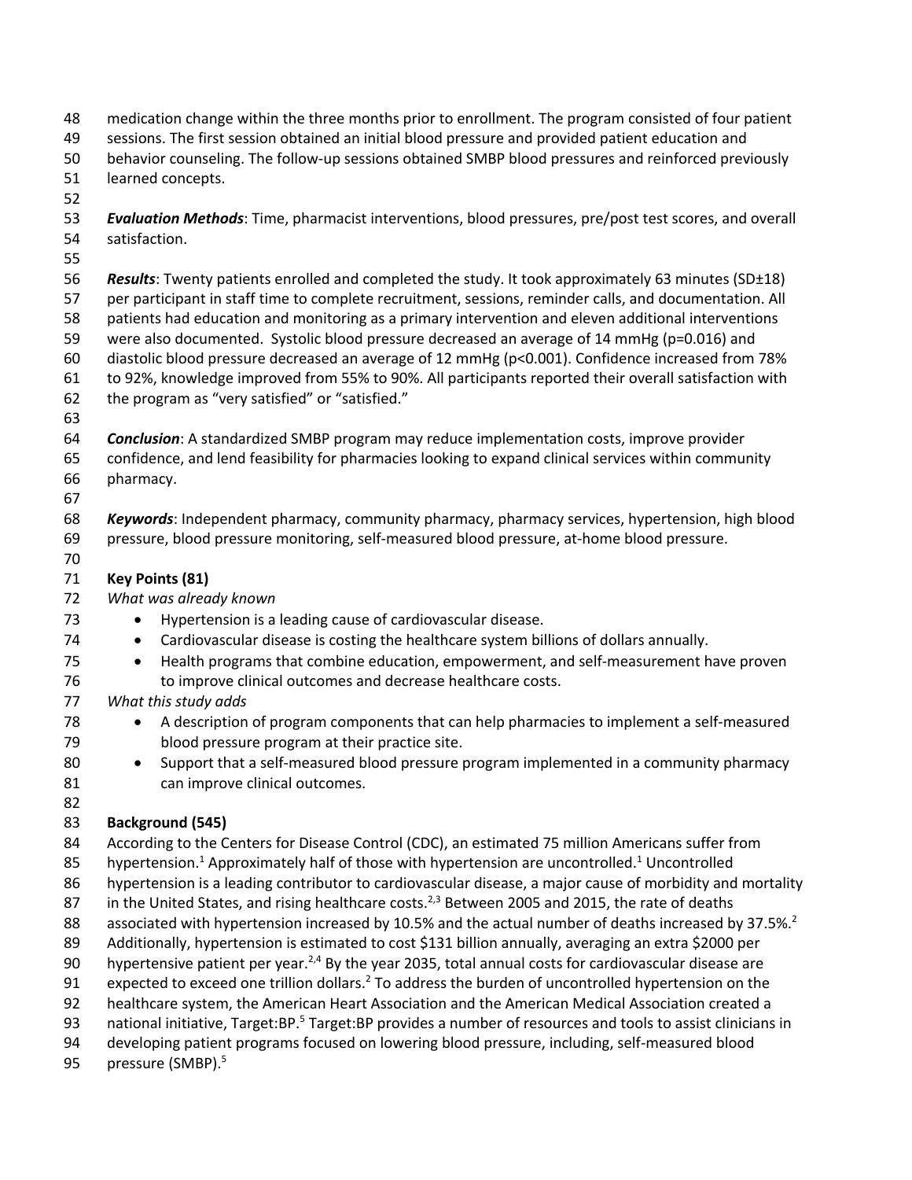medication change within the three months prior to enrollment. The program consisted of four patient sessions. The first session obtained an initial blood pressure and provided patient education and behavior counseling. The follow-up sessions obtained SMBP blood pressures and reinforced previously learned concepts.

***Evaluation Methods***: Time, pharmacist interventions, blood pressures, pre/post test scores, and overall satisfaction.

***Results***: Twenty patients enrolled and completed the study. It took approximately 63 minutes (SD±18) per participant in staff time to complete recruitment, sessions, reminder calls, and documentation. All patients had education and monitoring as a primary intervention and eleven additional interventions were also documented. Systolic blood pressure decreased an average of 14 mmHg ($p=0.016$) and diastolic blood pressure decreased an average of 12 mmHg ($p<0.001$). Confidence increased from 78% to 92%, knowledge improved from 55% to 90%. All participants reported their overall satisfaction with the program as "very satisfied" or "satisfied."

***Conclusion***: A standardized SMBP program may reduce implementation costs, improve provider confidence, and lend feasibility for pharmacies looking to expand clinical services within community pharmacy.

***Keywords***: Independent pharmacy, community pharmacy, pharmacy services, hypertension, high blood pressure, blood pressure monitoring, self-measured blood pressure, at-home blood pressure.

## Key Points (81)

*What was already known*

- Hypertension is a leading cause of cardiovascular disease.
- Cardiovascular disease is costing the healthcare system billions of dollars annually.
- Health programs that combine education, empowerment, and self-measurement have proven to improve clinical outcomes and decrease healthcare costs.

*What this study adds*

- A description of program components that can help pharmacies to implement a self-measured blood pressure program at their practice site.
- Support that a self-measured blood pressure program implemented in a community pharmacy can improve clinical outcomes.

## Background (545)

According to the Centers for Disease Control (CDC), an estimated 75 million Americans suffer from hypertension.[1] Approximately half of those with hypertension are uncontrolled.[1] Uncontrolled hypertension is a leading contributor to cardiovascular disease, a major cause of morbidity and mortality in the United States, and rising healthcare costs.[2,3] Between 2005 and 2015, the rate of deaths associated with hypertension increased by 10.5% and the actual number of deaths increased by 37.5%.[2] Additionally, hypertension is estimated to cost $131 billion annually, averaging an extra $2000 per hypertensive patient per year.[2,4] By the year 2035, total annual costs for cardiovascular disease are expected to exceed one trillion dollars.[2] To address the burden of uncontrolled hypertension on the healthcare system, the American Heart Association and the American Medical Association created a national initiative, Target:BP.[5] Target:BP provides a number of resources and tools to assist clinicians in developing patient programs focused on lowering blood pressure, including, self-measured blood pressure (SMBP).[5]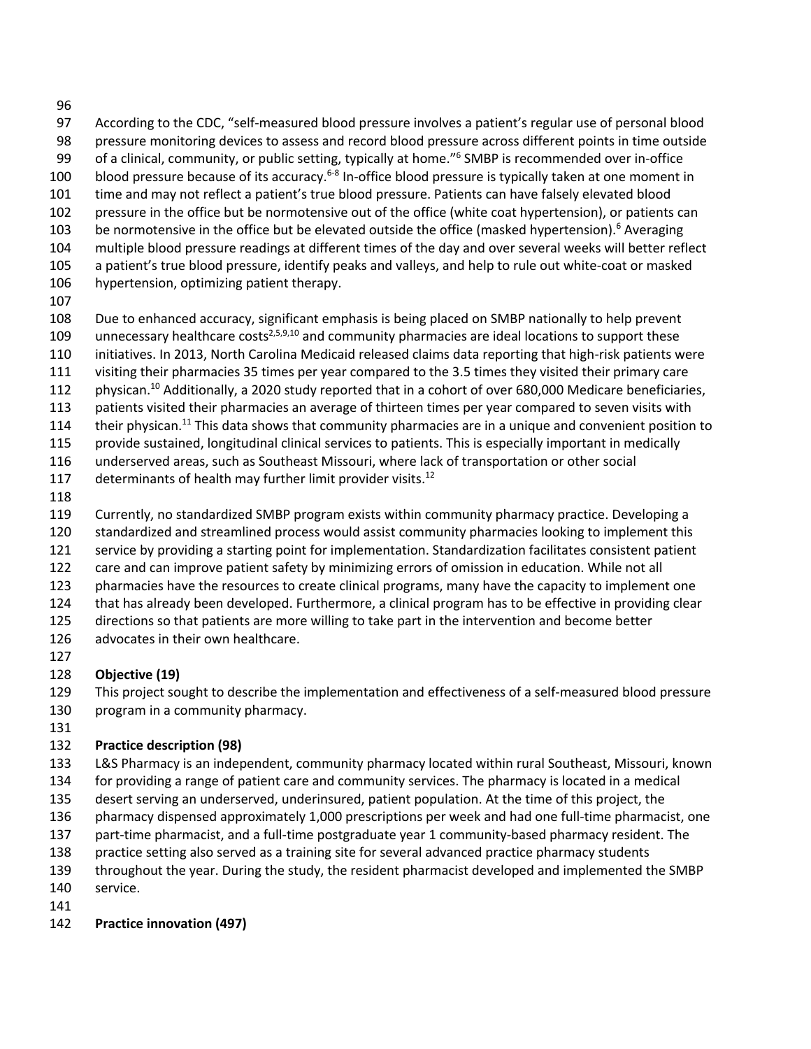According to the CDC, "self-measured blood pressure involves a patient's regular use of personal blood pressure monitoring devices to assess and record blood pressure across different points in time outside of a clinical, community, or public setting, typically at home."[6] SMBP is recommended over in-office blood pressure because of its accuracy.[6-8] In-office blood pressure is typically taken at one moment in time and may not reflect a patient's true blood pressure. Patients can have falsely elevated blood pressure in the office but be normotensive out of the office (white coat hypertension), or patients can be normotensive in the office but be elevated outside the office (masked hypertension).[6] Averaging multiple blood pressure readings at different times of the day and over several weeks will better reflect a patient's true blood pressure, identify peaks and valleys, and help to rule out white-coat or masked hypertension, optimizing patient therapy.

Due to enhanced accuracy, significant emphasis is being placed on SMBP nationally to help prevent unnecessary healthcare costs[2,5,9,10] and community pharmacies are ideal locations to support these initiatives. In 2013, North Carolina Medicaid released claims data reporting that high-risk patients were visiting their pharmacies 35 times per year compared to the 3.5 times they visited their primary care physican.[10] Additionally, a 2020 study reported that in a cohort of over 680,000 Medicare beneficiaries, patients visited their pharmacies an average of thirteen times per year compared to seven visits with their physican.[11] This data shows that community pharmacies are in a unique and convenient position to provide sustained, longitudinal clinical services to patients. This is especially important in medically underserved areas, such as Southeast Missouri, where lack of transportation or other social determinants of health may further limit provider visits.[12]

Currently, no standardized SMBP program exists within community pharmacy practice. Developing a standardized and streamlined process would assist community pharmacies looking to implement this service by providing a starting point for implementation. Standardization facilitates consistent patient care and can improve patient safety by minimizing errors of omission in education. While not all pharmacies have the resources to create clinical programs, many have the capacity to implement one that has already been developed. Furthermore, a clinical program has to be effective in providing clear directions so that patients are more willing to take part in the intervention and become better advocates in their own healthcare.

**Objective (19)**

This project sought to describe the implementation and effectiveness of a self-measured blood pressure program in a community pharmacy.

**Practice description (98)**

L&S Pharmacy is an independent, community pharmacy located within rural Southeast, Missouri, known for providing a range of patient care and community services. The pharmacy is located in a medical desert serving an underserved, underinsured, patient population. At the time of this project, the pharmacy dispensed approximately 1,000 prescriptions per week and had one full-time pharmacist, one part-time pharmacist, and a full-time postgraduate year 1 community-based pharmacy resident. The practice setting also served as a training site for several advanced practice pharmacy students throughout the year. During the study, the resident pharmacist developed and implemented the SMBP service.

**Practice innovation (497)**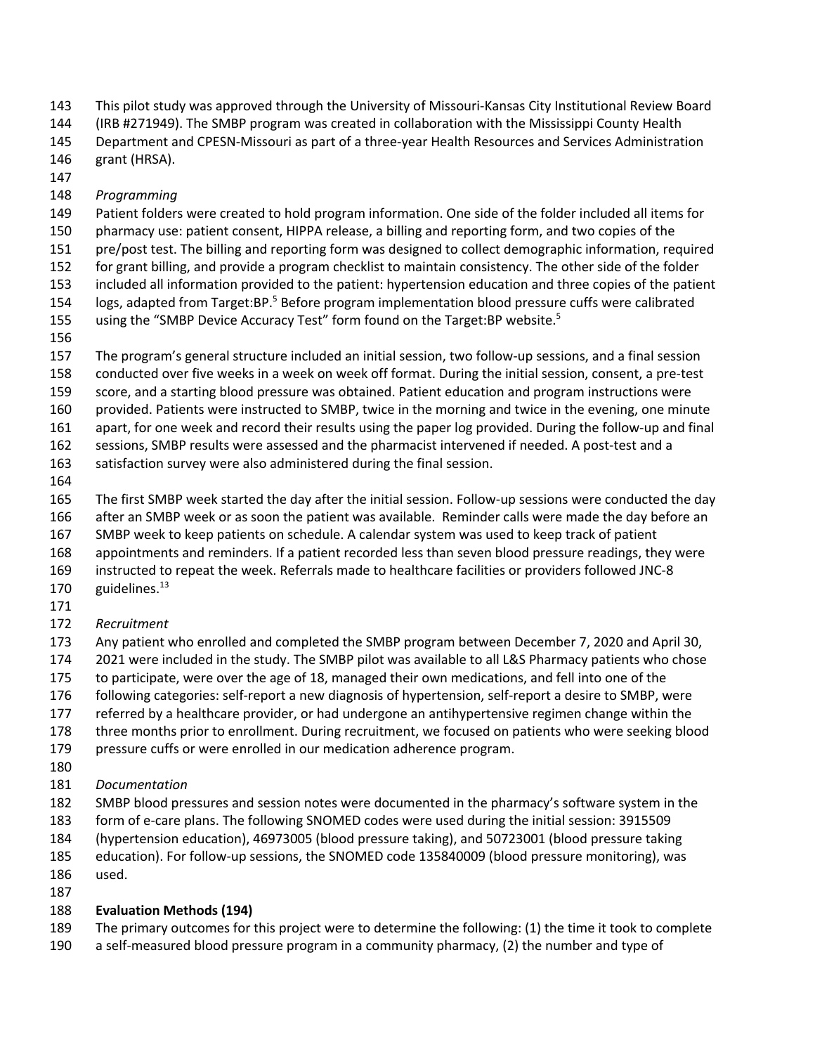This pilot study was approved through the University of Missouri-Kansas City Institutional Review Board (IRB #271949). The SMBP program was created in collaboration with the Mississippi County Health Department and CPESN-Missouri as part of a three-year Health Resources and Services Administration grant (HRSA).

*Programming*

Patient folders were created to hold program information. One side of the folder included all items for pharmacy use: patient consent, HIPPA release, a billing and reporting form, and two copies of the pre/post test. The billing and reporting form was designed to collect demographic information, required for grant billing, and provide a program checklist to maintain consistency. The other side of the folder included all information provided to the patient: hypertension education and three copies of the patient logs, adapted from Target:BP.[5] Before program implementation blood pressure cuffs were calibrated using the "SMBP Device Accuracy Test" form found on the Target:BP website.[5]

The program's general structure included an initial session, two follow-up sessions, and a final session conducted over five weeks in a week on week off format. During the initial session, consent, a pre-test score, and a starting blood pressure was obtained. Patient education and program instructions were provided. Patients were instructed to SMBP, twice in the morning and twice in the evening, one minute apart, for one week and record their results using the paper log provided. During the follow-up and final sessions, SMBP results were assessed and the pharmacist intervened if needed. A post-test and a satisfaction survey were also administered during the final session.

The first SMBP week started the day after the initial session. Follow-up sessions were conducted the day after an SMBP week or as soon the patient was available. Reminder calls were made the day before an SMBP week to keep patients on schedule. A calendar system was used to keep track of patient appointments and reminders. If a patient recorded less than seven blood pressure readings, they were instructed to repeat the week. Referrals made to healthcare facilities or providers followed JNC-8 guidelines.[13]

*Recruitment*

Any patient who enrolled and completed the SMBP program between December 7, 2020 and April 30, 2021 were included in the study. The SMBP pilot was available to all L&S Pharmacy patients who chose to participate, were over the age of 18, managed their own medications, and fell into one of the following categories: self-report a new diagnosis of hypertension, self-report a desire to SMBP, were referred by a healthcare provider, or had undergone an antihypertensive regimen change within the three months prior to enrollment. During recruitment, we focused on patients who were seeking blood pressure cuffs or were enrolled in our medication adherence program.

*Documentation*

SMBP blood pressures and session notes were documented in the pharmacy's software system in the form of e-care plans. The following SNOMED codes were used during the initial session: 3915509 (hypertension education), 46973005 (blood pressure taking), and 50723001 (blood pressure taking education). For follow-up sessions, the SNOMED code 135840009 (blood pressure monitoring), was used.

**Evaluation Methods (194)**

The primary outcomes for this project were to determine the following: (1) the time it took to complete a self-measured blood pressure program in a community pharmacy, (2) the number and type of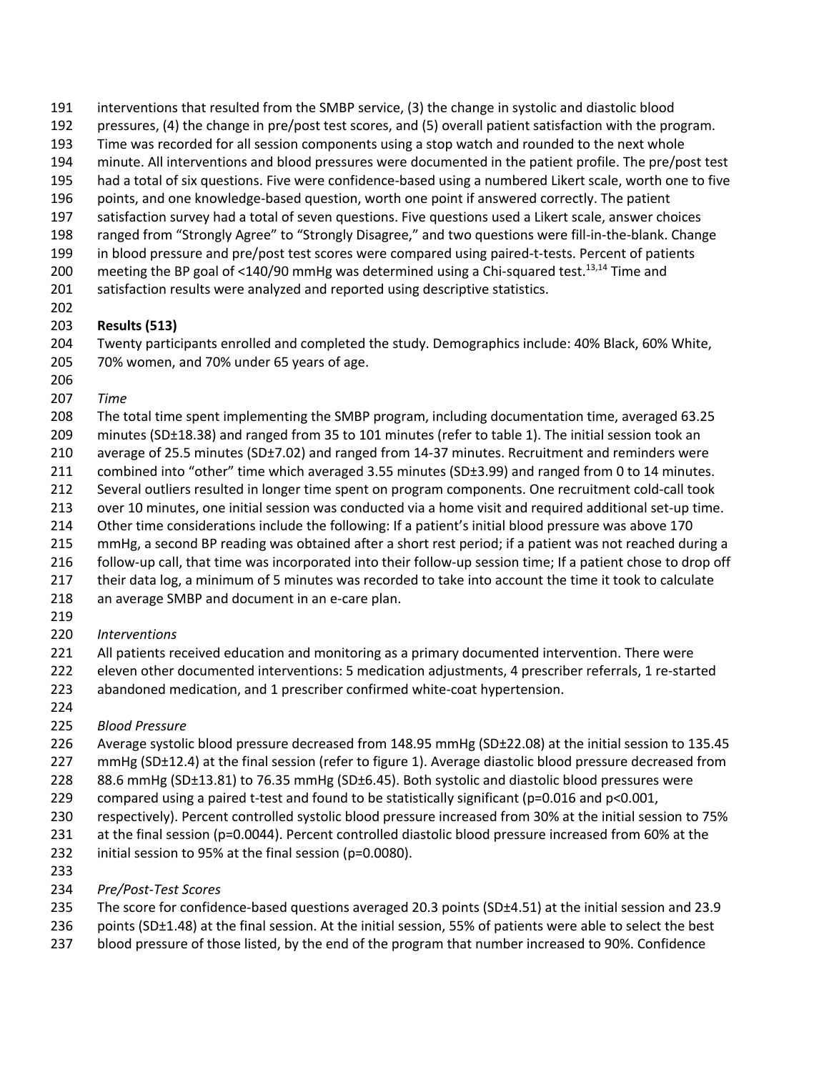interventions that resulted from the SMBP service, (3) the change in systolic and diastolic blood pressures, (4) the change in pre/post test scores, and (5) overall patient satisfaction with the program. Time was recorded for all session components using a stop watch and rounded to the next whole minute. All interventions and blood pressures were documented in the patient profile. The pre/post test had a total of six questions. Five were confidence-based using a numbered Likert scale, worth one to five points, and one knowledge-based question, worth one point if answered correctly. The patient satisfaction survey had a total of seven questions. Five questions used a Likert scale, answer choices ranged from "Strongly Agree" to "Strongly Disagree," and two questions were fill-in-the-blank. Change in blood pressure and pre/post test scores were compared using paired-t-tests. Percent of patients meeting the BP goal of <140/90 mmHg was determined using a Chi-squared test.[13,14] Time and satisfaction results were analyzed and reported using descriptive statistics.

## Results (513)

Twenty participants enrolled and completed the study. Demographics include: 40% Black, 60% White, 70% women, and 70% under 65 years of age.

*Time*

The total time spent implementing the SMBP program, including documentation time, averaged 63.25 minutes (SD±18.38) and ranged from 35 to 101 minutes (refer to table 1). The initial session took an average of 25.5 minutes (SD±7.02) and ranged from 14-37 minutes. Recruitment and reminders were combined into "other" time which averaged 3.55 minutes (SD±3.99) and ranged from 0 to 14 minutes. Several outliers resulted in longer time spent on program components. One recruitment cold-call took over 10 minutes, one initial session was conducted via a home visit and required additional set-up time. Other time considerations include the following: If a patient's initial blood pressure was above 170 mmHg, a second BP reading was obtained after a short rest period; if a patient was not reached during a follow-up call, that time was incorporated into their follow-up session time; If a patient chose to drop off their data log, a minimum of 5 minutes was recorded to take into account the time it took to calculate an average SMBP and document in an e-care plan.

*Interventions*

All patients received education and monitoring as a primary documented intervention. There were eleven other documented interventions: 5 medication adjustments, 4 prescriber referrals, 1 re-started abandoned medication, and 1 prescriber confirmed white-coat hypertension.

*Blood Pressure*

Average systolic blood pressure decreased from 148.95 mmHg (SD±22.08) at the initial session to 135.45 mmHg (SD±12.4) at the final session (refer to figure 1). Average diastolic blood pressure decreased from 88.6 mmHg (SD±13.81) to 76.35 mmHg (SD±6.45). Both systolic and diastolic blood pressures were compared using a paired t-test and found to be statistically significant ($p=0.016$ and $p<0.001$, respectively). Percent controlled systolic blood pressure increased from 30% at the initial session to 75% at the final session ($p=0.0044$). Percent controlled diastolic blood pressure increased from 60% at the initial session to 95% at the final session ($p=0.0080$).

*Pre/Post-Test Scores*

The score for confidence-based questions averaged 20.3 points (SD±4.51) at the initial session and 23.9 points (SD±1.48) at the final session. At the initial session, 55% of patients were able to select the best blood pressure of those listed, by the end of the program that number increased to 90%. Confidence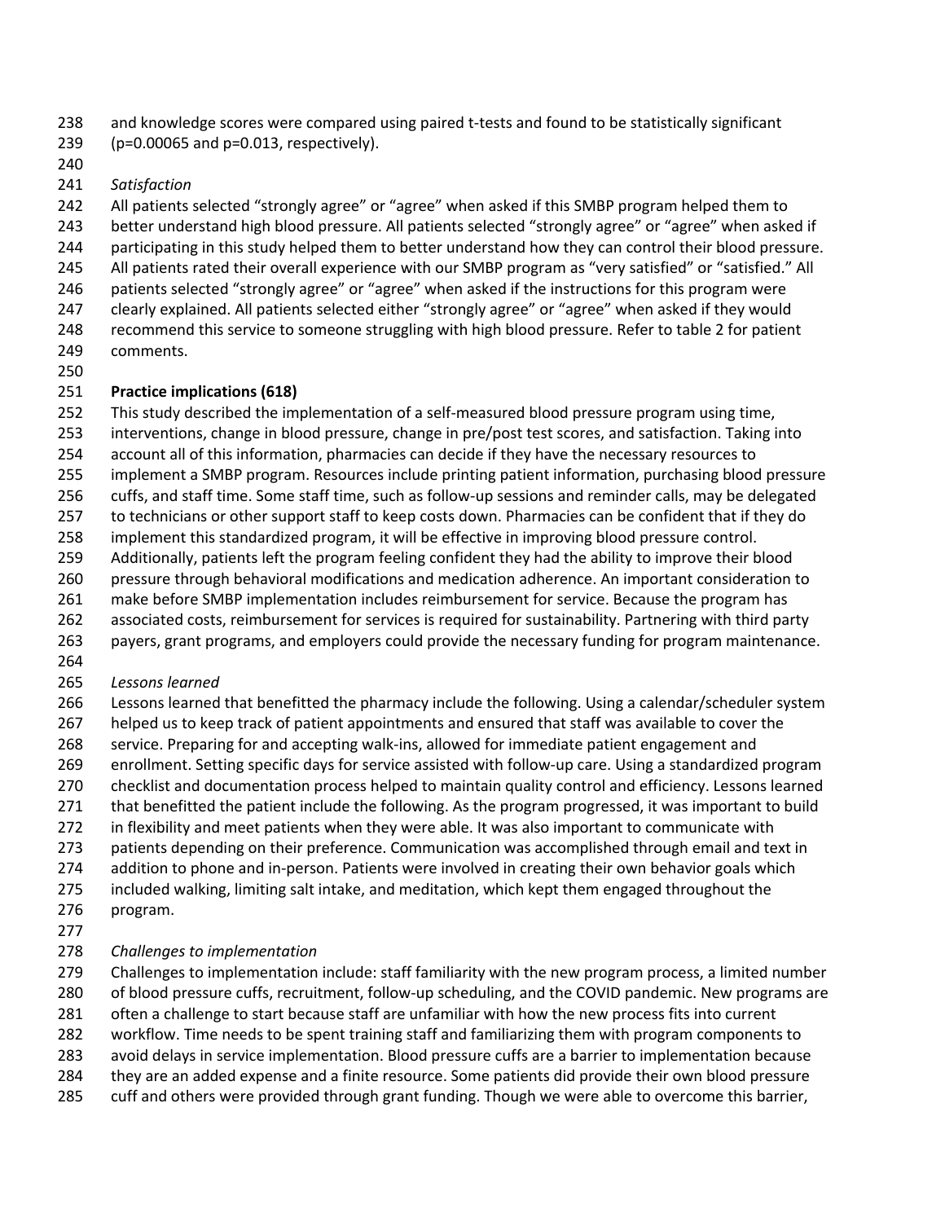and knowledge scores were compared using paired t-tests and found to be statistically significant ($p=0.00065$ and $p=0.013$, respectively).

*Satisfaction*

All patients selected "strongly agree" or "agree" when asked if this SMBP program helped them to better understand high blood pressure. All patients selected "strongly agree" or "agree" when asked if participating in this study helped them to better understand how they can control their blood pressure. All patients rated their overall experience with our SMBP program as "very satisfied" or "satisfied." All patients selected "strongly agree" or "agree" when asked if the instructions for this program were clearly explained. All patients selected either "strongly agree" or "agree" when asked if they would recommend this service to someone struggling with high blood pressure. Refer to table 2 for patient comments.

**Practice implications (618)**

This study described the implementation of a self-measured blood pressure program using time, interventions, change in blood pressure, change in pre/post test scores, and satisfaction. Taking into account all of this information, pharmacies can decide if they have the necessary resources to implement a SMBP program. Resources include printing patient information, purchasing blood pressure cuffs, and staff time. Some staff time, such as follow-up sessions and reminder calls, may be delegated to technicians or other support staff to keep costs down. Pharmacies can be confident that if they do implement this standardized program, it will be effective in improving blood pressure control. Additionally, patients left the program feeling confident they had the ability to improve their blood pressure through behavioral modifications and medication adherence. An important consideration to make before SMBP implementation includes reimbursement for service. Because the program has associated costs, reimbursement for services is required for sustainability. Partnering with third party payers, grant programs, and employers could provide the necessary funding for program maintenance.

*Lessons learned*

Lessons learned that benefitted the pharmacy include the following. Using a calendar/scheduler system helped us to keep track of patient appointments and ensured that staff was available to cover the service. Preparing for and accepting walk-ins, allowed for immediate patient engagement and enrollment. Setting specific days for service assisted with follow-up care. Using a standardized program checklist and documentation process helped to maintain quality control and efficiency. Lessons learned that benefitted the patient include the following. As the program progressed, it was important to build in flexibility and meet patients when they were able. It was also important to communicate with patients depending on their preference. Communication was accomplished through email and text in addition to phone and in-person. Patients were involved in creating their own behavior goals which included walking, limiting salt intake, and meditation, which kept them engaged throughout the program.

*Challenges to implementation*

Challenges to implementation include: staff familiarity with the new program process, a limited number of blood pressure cuffs, recruitment, follow-up scheduling, and the COVID pandemic. New programs are often a challenge to start because staff are unfamiliar with how the new process fits into current workflow. Time needs to be spent training staff and familiarizing them with program components to avoid delays in service implementation. Blood pressure cuffs are a barrier to implementation because they are an added expense and a finite resource. Some patients did provide their own blood pressure cuff and others were provided through grant funding. Though we were able to overcome this barrier,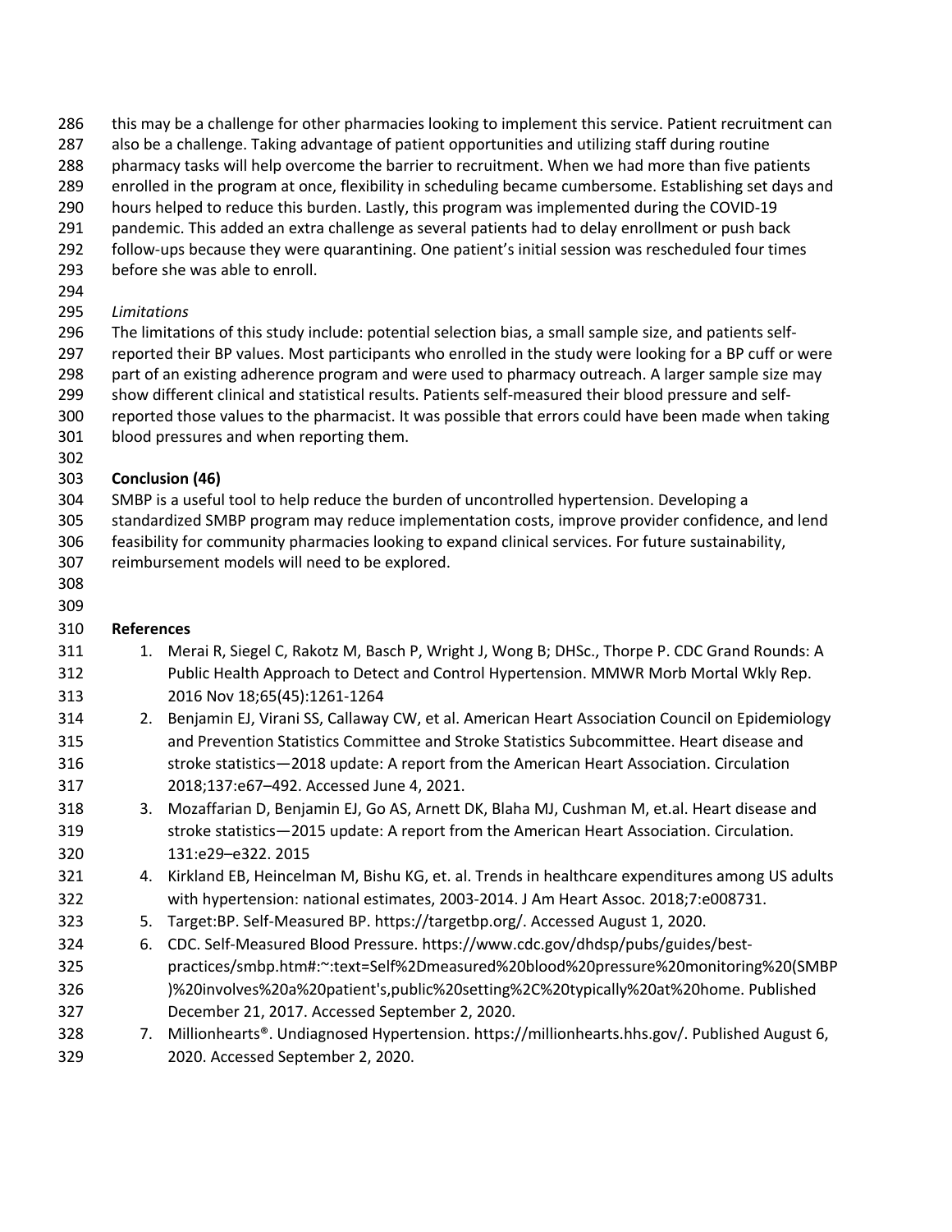this may be a challenge for other pharmacies looking to implement this service. Patient recruitment can also be a challenge. Taking advantage of patient opportunities and utilizing staff during routine pharmacy tasks will help overcome the barrier to recruitment. When we had more than five patients enrolled in the program at once, flexibility in scheduling became cumbersome. Establishing set days and hours helped to reduce this burden. Lastly, this program was implemented during the COVID-19 pandemic. This added an extra challenge as several patients had to delay enrollment or push back follow-ups because they were quarantining. One patient's initial session was rescheduled four times before she was able to enroll.

*Limitations*

The limitations of this study include: potential selection bias, a small sample size, and patients self-reported their BP values. Most participants who enrolled in the study were looking for a BP cuff or were part of an existing adherence program and were used to pharmacy outreach. A larger sample size may show different clinical and statistical results. Patients self-measured their blood pressure and self-reported those values to the pharmacist. It was possible that errors could have been made when taking blood pressures and when reporting them.

## Conclusion (46)

SMBP is a useful tool to help reduce the burden of uncontrolled hypertension. Developing a standardized SMBP program may reduce implementation costs, improve provider confidence, and lend feasibility for community pharmacies looking to expand clinical services. For future sustainability, reimbursement models will need to be explored.

## References

1. Merai R, Siegel C, Rakotz M, Basch P, Wright J, Wong B; DHSc., Thorpe P. CDC Grand Rounds: A Public Health Approach to Detect and Control Hypertension. MMWR Morb Mortal Wkly Rep. 2016 Nov 18;65(45):1261-1264
2. Benjamin EJ, Virani SS, Callaway CW, et al. American Heart Association Council on Epidemiology and Prevention Statistics Committee and Stroke Statistics Subcommittee. Heart disease and stroke statistics—2018 update: A report from the American Heart Association. Circulation 2018;137:e67–492. Accessed June 4, 2021.
3. Mozaffarian D, Benjamin EJ, Go AS, Arnett DK, Blaha MJ, Cushman M, et.al. Heart disease and stroke statistics—2015 update: A report from the American Heart Association. Circulation. 131:e29–e322. 2015
4. Kirkland EB, Heincelman M, Bishu KG, et. al. Trends in healthcare expenditures among US adults with hypertension: national estimates, 2003-2014. J Am Heart Assoc. 2018;7:e008731.
5. Target:BP. Self-Measured BP. https://targetbp.org/. Accessed August 1, 2020.
6. CDC. Self-Measured Blood Pressure. https://www.cdc.gov/dhdsp/pubs/guides/best-practices/smbp.htm#:~:text=Self%2Dmeasured%20blood%20pressure%20monitoring%20(SMBP)%20involves%20a%20patient's,public%20setting%2C%20typically%20at%20home. Published December 21, 2017. Accessed September 2, 2020.
7. Millionhearts®. Undiagnosed Hypertension. https://millionhearts.hhs.gov/. Published August 6, 2020. Accessed September 2, 2020.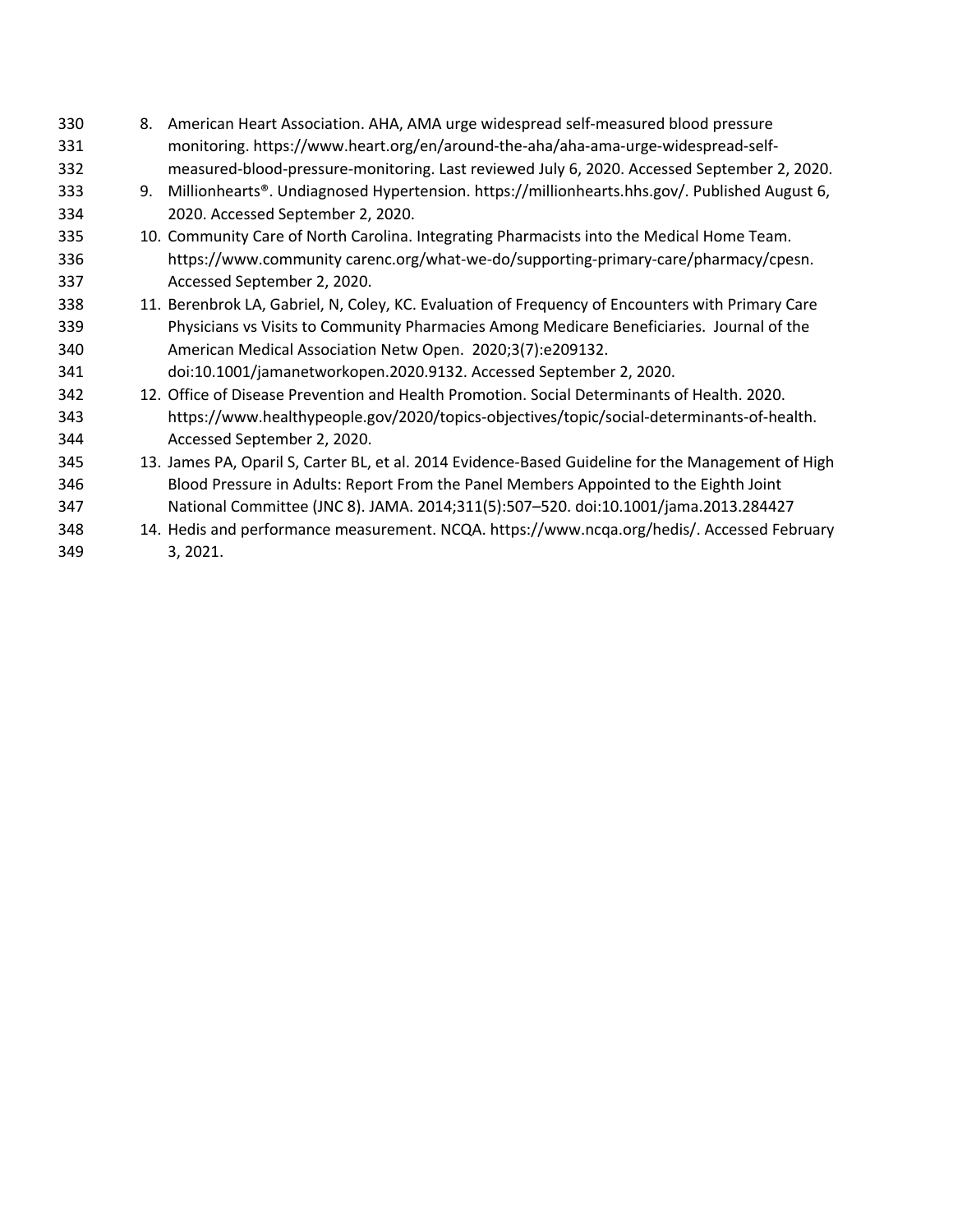8. American Heart Association. AHA, AMA urge widespread self-measured blood pressure monitoring. https://www.heart.org/en/around-the-aha/aha-ama-urge-widespread-self-measured-blood-pressure-monitoring. Last reviewed July 6, 2020. Accessed September 2, 2020.
9. Millionhearts®. Undiagnosed Hypertension. https://millionhearts.hhs.gov/. Published August 6, 2020. Accessed September 2, 2020.
10. Community Care of North Carolina. Integrating Pharmacists into the Medical Home Team. https://www.community carenc.org/what-we-do/supporting-primary-care/pharmacy/cpesn. Accessed September 2, 2020.
11. Berenbrok LA, Gabriel, N, Coley, KC. Evaluation of Frequency of Encounters with Primary Care Physicians vs Visits to Community Pharmacies Among Medicare Beneficiaries. Journal of the American Medical Association Netw Open. 2020;3(7):e209132. doi:10.1001/jamanetworkopen.2020.9132. Accessed September 2, 2020.
12. Office of Disease Prevention and Health Promotion. Social Determinants of Health. 2020. https://www.healthypeople.gov/2020/topics-objectives/topic/social-determinants-of-health. Accessed September 2, 2020.
13. James PA, Oparil S, Carter BL, et al. 2014 Evidence-Based Guideline for the Management of High Blood Pressure in Adults: Report From the Panel Members Appointed to the Eighth Joint National Committee (JNC 8). JAMA. 2014;311(5):507–520. doi:10.1001/jama.2013.284427
14. Hedis and performance measurement. NCQA. https://www.ncqa.org/hedis/. Accessed February 3, 2021.